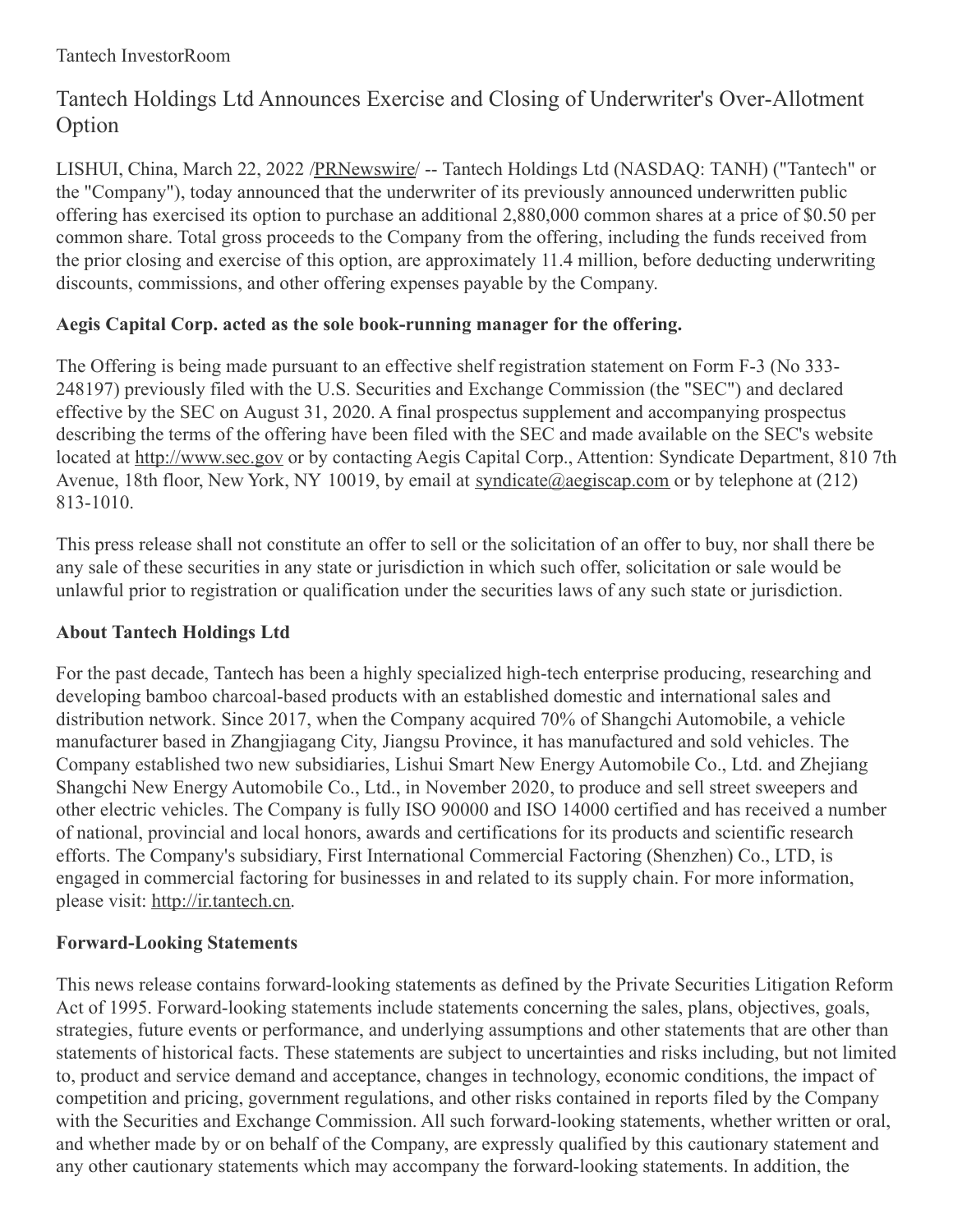Tantech InvestorRoom

# Tantech Holdings Ltd Announces Exercise and Closing of Underwriter's Over-Allotment Option

LISHUI, China, March 22, 2022 /PRNewswire/ -- Tantech Holdings Ltd (NASDAQ: TANH) ("Tantech" or the "Company"), today announced that the underwriter of its previously announced underwritten public offering has exercised its option to purchase an additional 2,880,000 common shares at a price of $0.50 per common share. Total gross proceeds to the Company from the offering, including the funds received from the prior closing and exercise of this option, are approximately 11.4 million, before deducting underwriting discounts, commissions, and other offering expenses payable by the Company.

**Aegis Capital Corp. acted as the sole book-running manager for the offering.**

The Offering is being made pursuant to an effective shelf registration statement on Form F-3 (No 333-248197) previously filed with the U.S. Securities and Exchange Commission (the "SEC") and declared effective by the SEC on August 31, 2020. A final prospectus supplement and accompanying prospectus describing the terms of the offering have been filed with the SEC and made available on the SEC's website located at http://www.sec.gov or by contacting Aegis Capital Corp., Attention: Syndicate Department, 810 7th Avenue, 18th floor, New York, NY 10019, by email at syndicate@aegiscap.com or by telephone at (212) 813-1010.

This press release shall not constitute an offer to sell or the solicitation of an offer to buy, nor shall there be any sale of these securities in any state or jurisdiction in which such offer, solicitation or sale would be unlawful prior to registration or qualification under the securities laws of any such state or jurisdiction.

## About Tantech Holdings Ltd

For the past decade, Tantech has been a highly specialized high-tech enterprise producing, researching and developing bamboo charcoal-based products with an established domestic and international sales and distribution network. Since 2017, when the Company acquired 70% of Shangchi Automobile, a vehicle manufacturer based in Zhangjiagang City, Jiangsu Province, it has manufactured and sold vehicles. The Company established two new subsidiaries, Lishui Smart New Energy Automobile Co., Ltd. and Zhejiang Shangchi New Energy Automobile Co., Ltd., in November 2020, to produce and sell street sweepers and other electric vehicles. The Company is fully ISO 90000 and ISO 14000 certified and has received a number of national, provincial and local honors, awards and certifications for its products and scientific research efforts. The Company's subsidiary, First International Commercial Factoring (Shenzhen) Co., LTD, is engaged in commercial factoring for businesses in and related to its supply chain. For more information, please visit: http://ir.tantech.cn.

## Forward-Looking Statements

This news release contains forward-looking statements as defined by the Private Securities Litigation Reform Act of 1995. Forward-looking statements include statements concerning the sales, plans, objectives, goals, strategies, future events or performance, and underlying assumptions and other statements that are other than statements of historical facts. These statements are subject to uncertainties and risks including, but not limited to, product and service demand and acceptance, changes in technology, economic conditions, the impact of competition and pricing, government regulations, and other risks contained in reports filed by the Company with the Securities and Exchange Commission. All such forward-looking statements, whether written or oral, and whether made by or on behalf of the Company, are expressly qualified by this cautionary statement and any other cautionary statements which may accompany the forward-looking statements. In addition, the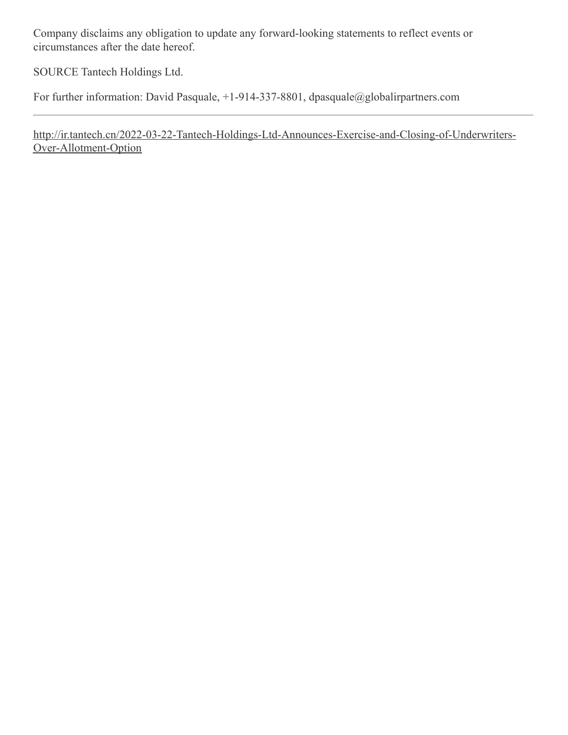Company disclaims any obligation to update any forward-looking statements to reflect events or circumstances after the date hereof.

SOURCE Tantech Holdings Ltd.

For further information: David Pasquale, +1-914-337-8801, dpasquale@globalirpartners.com

---

http://ir.tantech.cn/2022-03-22-Tantech-Holdings-Ltd-Announces-Exercise-and-Closing-of-Underwriters-Over-Allotment-Option